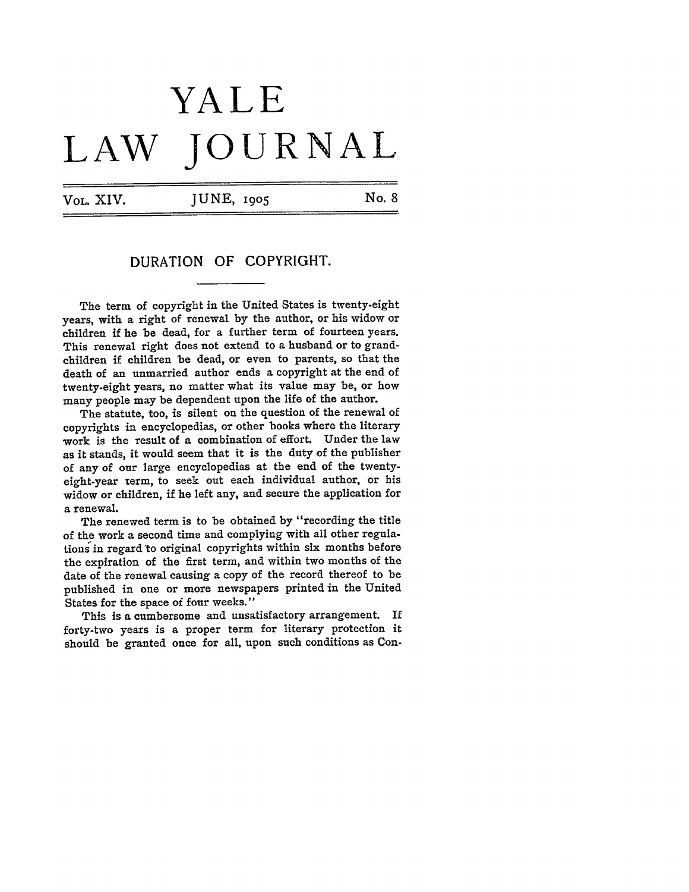# YALE LAW JOURNAL

VOL. XIV. JUNE, 1905 No. 8

## DURATION OF COPYRIGHT.

The term of copyright in the United States is twenty-eight years, with a right of renewal by the author, or his widow or children if he be dead, for a further term of fourteen years. This renewal right does not extend to a husband or to grandchildren if children be dead, or even to parents, so that the death of an unmarried author ends a copyright at the end of twenty-eight years, no matter what its value may be, or how many people may be dependent upon the life of the author.

The statute, too, is silent on the question of the renewal of copyrights in encyclopedias, or other books where the literary work is the result of a combination of effort. Under the law as it stands, it would seem that it is the duty of the publisher of any of our large encyclopedias at the end of the twenty-eight-year term, to seek out each individual author, or his widow or children, if he left any, and secure the application for a renewal.

The renewed term is to be obtained by "recording the title of the work a second time and complying with all other regulations in regard to original copyrights within six months before the expiration of the first term, and within two months of the date of the renewal causing a copy of the record thereof to be published in one or more newspapers printed in the United States for the space of four weeks."

This is a cumbersome and unsatisfactory arrangement. If forty-two years is a proper term for literary protection it should be granted once for all, upon such conditions as Con-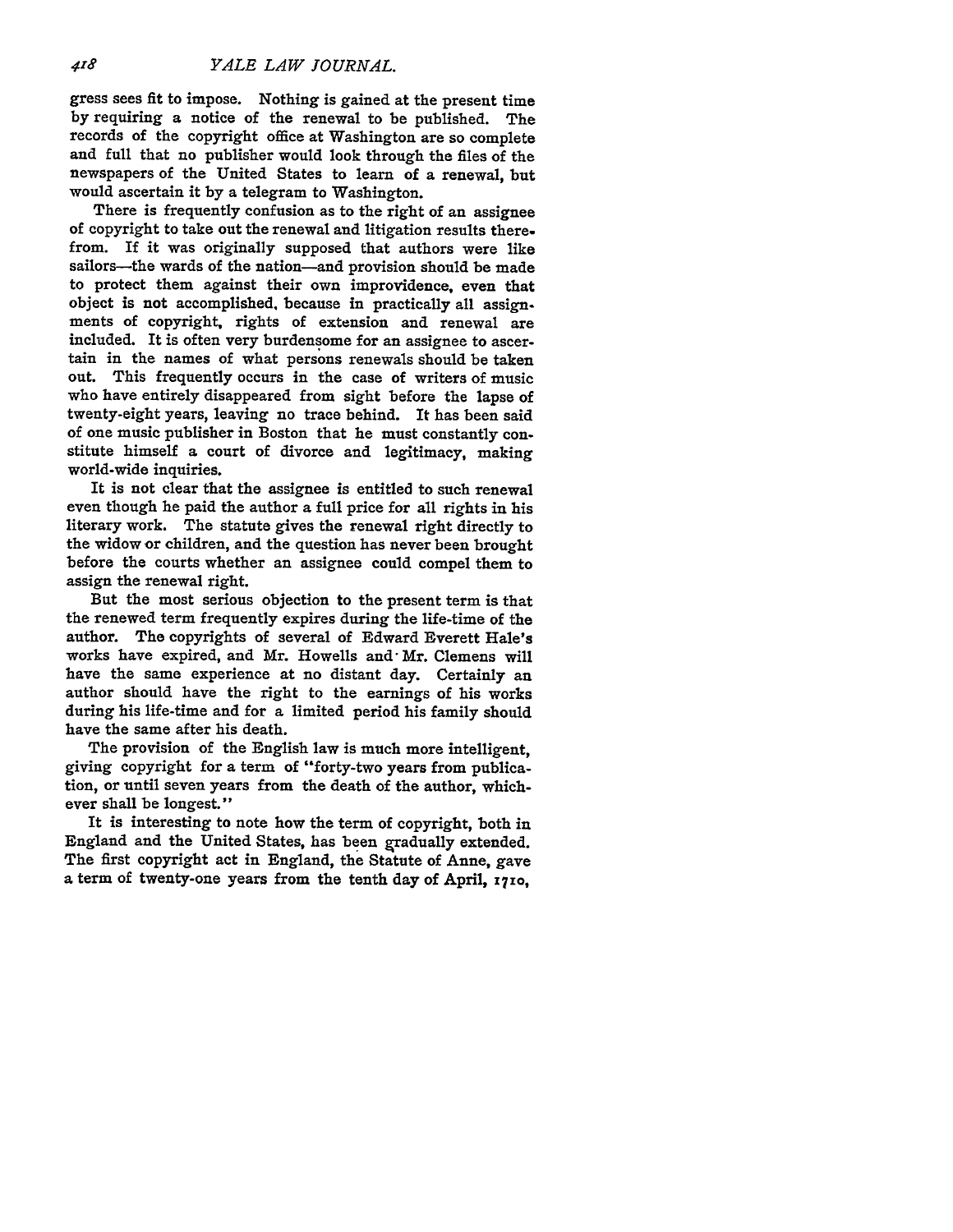gress sees fit to impose. Nothing is gained at the present time by requiring a notice of the renewal to be published. The records of the copyright office at Washington are so complete and full that no publisher would look through the files of the newspapers of the United States to learn of a renewal, but would ascertain it by a telegram to Washington.

There is frequently confusion as to the right of an assignee of copyright to take out the renewal and litigation results therefrom. If it was originally supposed that authors were like sailors—the wards of the nation—and provision should be made to protect them against their own improvidence, even that object is not accomplished, because in practically all assignments of copyright, rights of extension and renewal are included. It is often very burdensome for an assignee to ascertain in the names of what persons renewals should be taken out. This frequently occurs in the case of writers of music who have entirely disappeared from sight before the lapse of twenty-eight years, leaving no trace behind. It has been said of one music publisher in Boston that he must constantly constitute himself a court of divorce and legitimacy, making world-wide inquiries.

It is not clear that the assignee is entitled to such renewal even though he paid the author a full price for all rights in his literary work. The statute gives the renewal right directly to the widow or children, and the question has never been brought before the courts whether an assignee could compel them to assign the renewal right.

But the most serious objection to the present term is that the renewed term frequently expires during the life-time of the author. The copyrights of several of Edward Everett Hale's works have expired, and Mr. Howells and Mr. Clemens will have the same experience at no distant day. Certainly an author should have the right to the earnings of his works during his life-time and for a limited period his family should have the same after his death.

The provision of the English law is much more intelligent, giving copyright for a term of "forty-two years from publication, or until seven years from the death of the author, whichever shall be longest."

It is interesting to note how the term of copyright, both in England and the United States, has been gradually extended. The first copyright act in England, the Statute of Anne, gave a term of twenty-one years from the tenth day of April, 1710,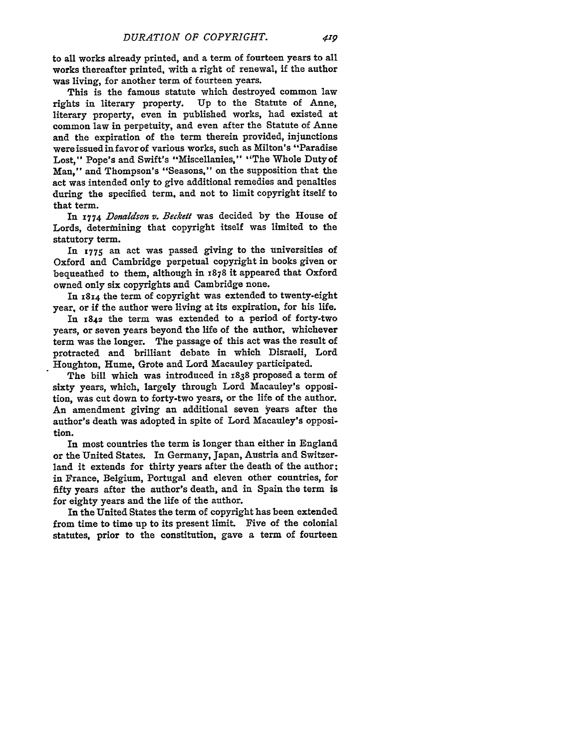to all works already printed, and a term of fourteen years to all works thereafter printed, with a right of renewal, if the author was living, for another term of fourteen years.

This is the famous statute which destroyed common law rights in literary property. Up to the Statute of Anne, literary property, even in published works, had existed at common law in perpetuity, and even after the Statute of Anne and the expiration of the term therein provided, injunctions were issued in favor of various works, such as Milton's "Paradise Lost," Pope's and Swift's "Miscellanies," "The Whole Duty of Man," and Thompson's "Seasons," on the supposition that the act was intended only to give additional remedies and penalties during the specified term, and not to limit copyright itself to that term.

In 1774 *Donaldson v. Beckett* was decided by the House of Lords, determining that copyright itself was limited to the statutory term.

In 1775 an act was passed giving to the universities of Oxford and Cambridge perpetual copyright in books given or bequeathed to them, although in 1878 it appeared that Oxford owned only six copyrights and Cambridge none.

In 1814 the term of copyright was extended to twenty-eight year, or if the author were living at its expiration, for his life.

In 1842 the term was extended to a period of forty-two years, or seven years beyond the life of the author, whichever term was the longer. The passage of this act was the result of protracted and brilliant debate in which Disraeli, Lord Houghton, Hume, Grote and Lord Macauley participated.

The bill which was introduced in 1838 proposed a term of sixty years, which, largely through Lord Macauley's opposition, was cut down to forty-two years, or the life of the author. An amendment giving an additional seven years after the author's death was adopted in spite of Lord Macauley's opposition.

In most countries the term is longer than either in England or the United States. In Germany, Japan, Austria and Switzerland it extends for thirty years after the death of the author; in France, Belgium, Portugal and eleven other countries, for fifty years after the author's death, and in Spain the term is for eighty years and the life of the author.

In the United States the term of copyright has been extended from time to time up to its present limit. Five of the colonial statutes, prior to the constitution, gave a term of fourteen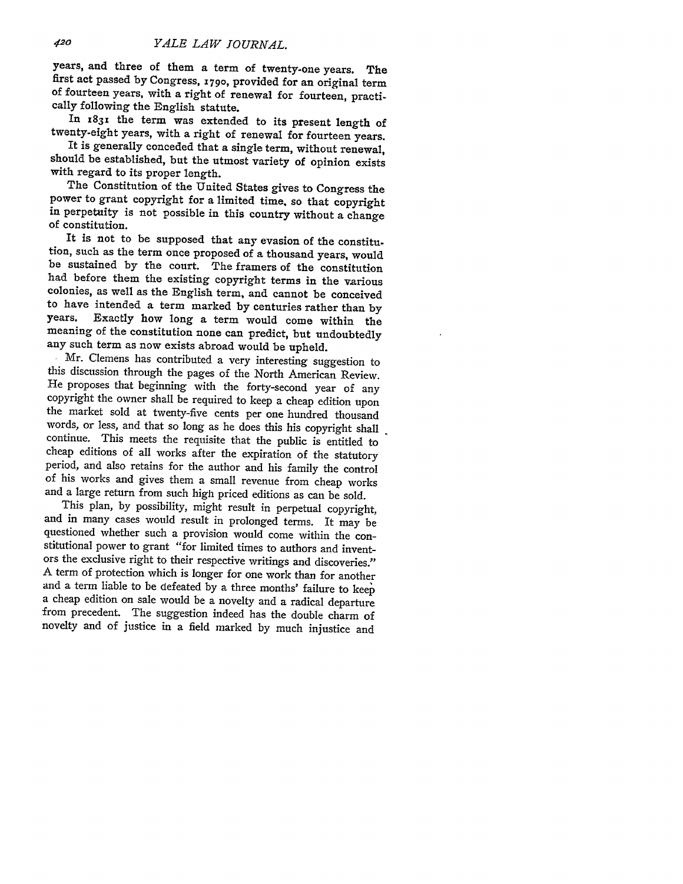years, and three of them a term of twenty-one years. The first act passed by Congress, 1790, provided for an original term of fourteen years, with a right of renewal for fourteen, practically following the English statute.

In 1831 the term was extended to its present length of twenty-eight years, with a right of renewal for fourteen years.

It is generally conceded that a single term, without renewal, should be established, but the utmost variety of opinion exists with regard to its proper length.

The Constitution of the United States gives to Congress the power to grant copyright for a limited time, so that copyright in perpetuity is not possible in this country without a change of constitution.

It is not to be supposed that any evasion of the constitution, such as the term once proposed of a thousand years, would be sustained by the court. The framers of the constitution had before them the existing copyright terms in the various colonies, as well as the English term, and cannot be conceived to have intended a term marked by centuries rather than by years. Exactly how long a term would come within the meaning of the constitution none can predict, but undoubtedly any such term as now exists abroad would be upheld.

Mr. Clemens has contributed a very interesting suggestion to this discussion through the pages of the North American Review. He proposes that beginning with the forty-second year of any copyright the owner shall be required to keep a cheap edition upon the market sold at twenty-five cents per one hundred thousand words, or less, and that so long as he does this his copyright shall continue. This meets the requisite that the public is entitled to cheap editions of all works after the expiration of the statutory period, and also retains for the author and his family the control of his works and gives them a small revenue from cheap works and a large return from such high priced editions as can be sold.

This plan, by possibility, might result in perpetual copyright, and in many cases would result in prolonged terms. It may be questioned whether such a provision would come within the constitutional power to grant "for limited times to authors and inventors the exclusive right to their respective writings and discoveries." A term of protection which is longer for one work than for another and a term liable to be defeated by a three months' failure to keep a cheap edition on sale would be a novelty and a radical departure from precedent. The suggestion indeed has the double charm of novelty and of justice in a field marked by much injustice and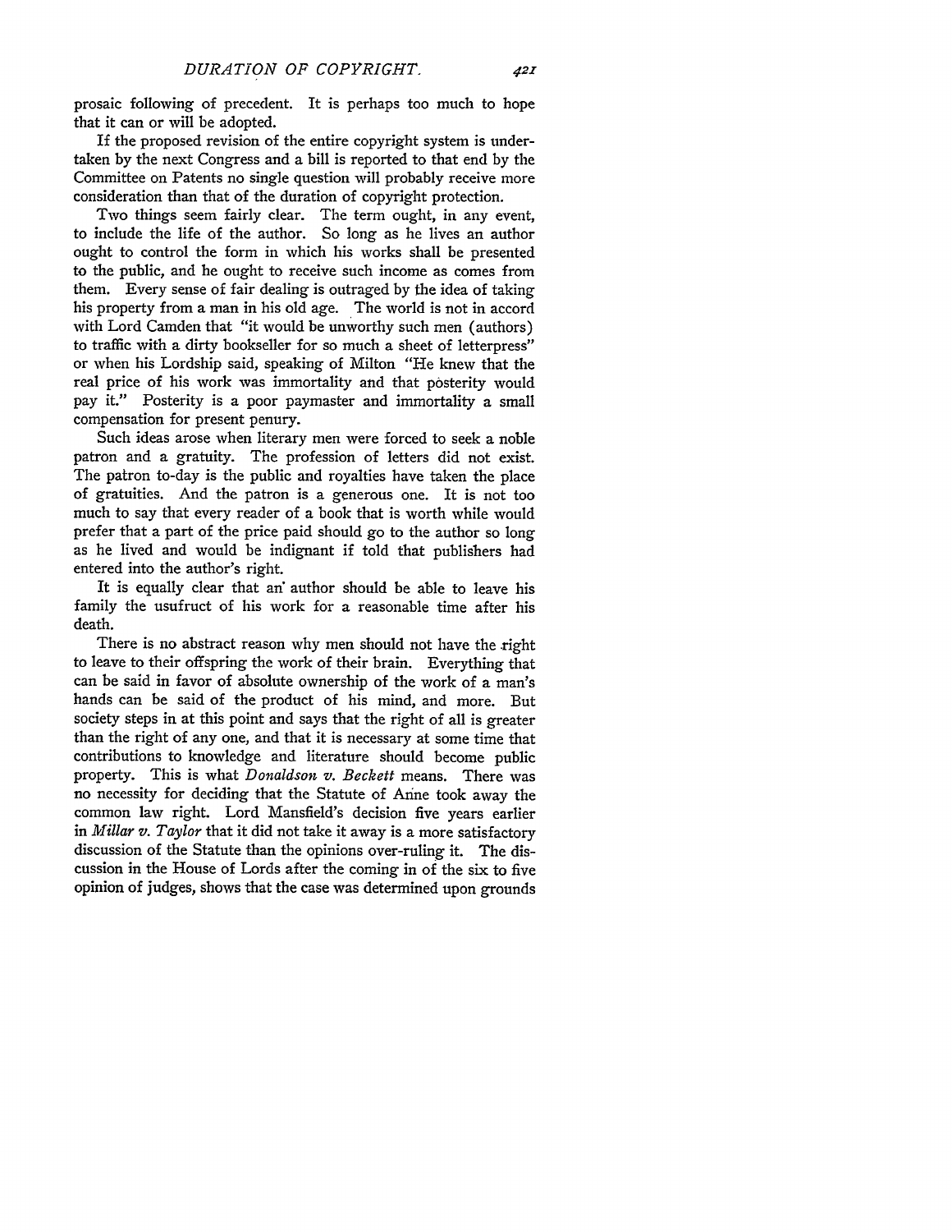prosaic following of precedent. It is perhaps too much to hope that it can or will be adopted.

If the proposed revision of the entire copyright system is undertaken by the next Congress and a bill is reported to that end by the Committee on Patents no single question will probably receive more consideration than that of the duration of copyright protection.

Two things seem fairly clear. The term ought, in any event, to include the life of the author. So long as he lives an author ought to control the form in which his works shall be presented to the public, and he ought to receive such income as comes from them. Every sense of fair dealing is outraged by the idea of taking his property from a man in his old age. The world is not in accord with Lord Camden that "it would be unworthy such men (authors) to traffic with a dirty bookseller for so much a sheet of letterpress" or when his Lordship said, speaking of Milton "He knew that the real price of his work was immortality and that posterity would pay it." Posterity is a poor paymaster and immortality a small compensation for present penury.

Such ideas arose when literary men were forced to seek a noble patron and a gratuity. The profession of letters did not exist. The patron to-day is the public and royalties have taken the place of gratuities. And the patron is a generous one. It is not too much to say that every reader of a book that is worth while would prefer that a part of the price paid should go to the author so long as he lived and would be indignant if told that publishers had entered into the author's right.

It is equally clear that an author should be able to leave his family the usufruct of his work for a reasonable time after his death.

There is no abstract reason why men should not have the right to leave to their offspring the work of their brain. Everything that can be said in favor of absolute ownership of the work of a man's hands can be said of the product of his mind, and more. But society steps in at this point and says that the right of all is greater than the right of any one, and that it is necessary at some time that contributions to knowledge and literature should become public property. This is what *Donaldson v. Beckett* means. There was no necessity for deciding that the Statute of Anne took away the common law right. Lord Mansfield's decision five years earlier in *Millar v. Taylor* that it did not take it away is a more satisfactory discussion of the Statute than the opinions over-ruling it. The discussion in the House of Lords after the coming in of the six to five opinion of judges, shows that the case was determined upon grounds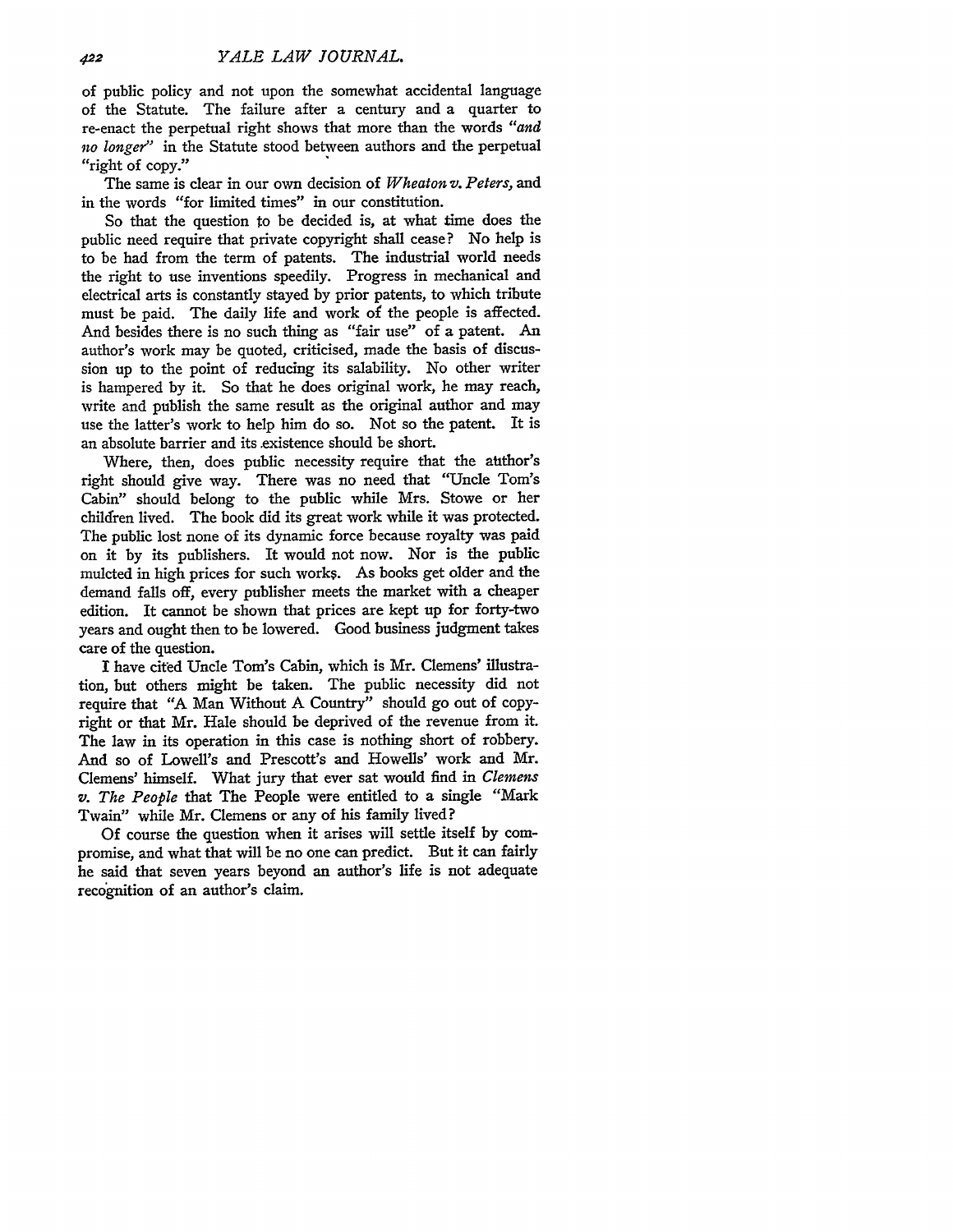of public policy and not upon the somewhat accidental language of the Statute. The failure after a century and a quarter to re-enact the perpetual right shows that more than the words *"and no longer"* in the Statute stood between authors and the perpetual "right of copy."

The same is clear in our own decision of *Wheaton v. Peters,* and in the words "for limited times" in our constitution.

So that the question to be decided is, at what time does the public need require that private copyright shall cease? No help is to be had from the term of patents. The industrial world needs the right to use inventions speedily. Progress in mechanical and electrical arts is constantly stayed by prior patents, to which tribute must be paid. The daily life and work of the people is affected. And besides there is no such thing as "fair use" of a patent. An author's work may be quoted, criticised, made the basis of discussion up to the point of reducing its salability. No other writer is hampered by it. So that he does original work, he may reach, write and publish the same result as the original author and may use the latter's work to help him do so. Not so the patent. It is an absolute barrier and its existence should be short.

Where, then, does public necessity require that the author's right should give way. There was no need that "Uncle Tom's Cabin" should belong to the public while Mrs. Stowe or her children lived. The book did its great work while it was protected. The public lost none of its dynamic force because royalty was paid on it by its publishers. It would not now. Nor is the public mulcted in high prices for such works. As books get older and the demand falls off, every publisher meets the market with a cheaper edition. It cannot be shown that prices are kept up for forty-two years and ought then to be lowered. Good business judgment takes care of the question.

I have cited Uncle Tom's Cabin, which is Mr. Clemens' illustration, but others might be taken. The public necessity did not require that "A Man Without A Country" should go out of copyright or that Mr. Hale should be deprived of the revenue from it. The law in its operation in this case is nothing short of robbery. And so of Lowell's and Prescott's and Howells' work and Mr. Clemens' himself. What jury that ever sat would find in *Clemens v. The People* that The People were entitled to a single "Mark Twain" while Mr. Clemens or any of his family lived?

Of course the question when it arises will settle itself by compromise, and what that will be no one can predict. But it can fairly he said that seven years beyond an author's life is not adequate recognition of an author's claim.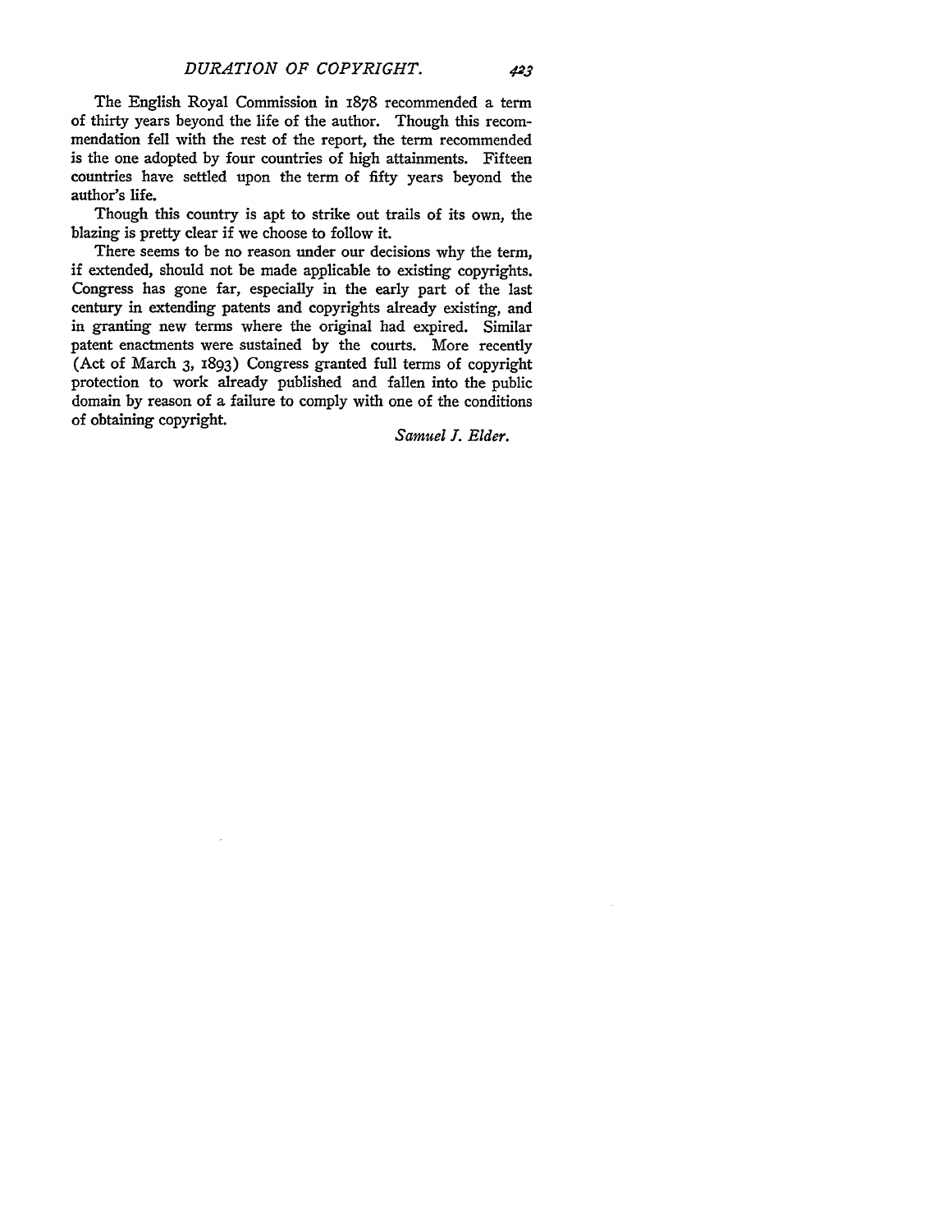The English Royal Commission in 1878 recommended a term of thirty years beyond the life of the author. Though this recommendation fell with the rest of the report, the term recommended is the one adopted by four countries of high attainments. Fifteen countries have settled upon the term of fifty years beyond the author's life.

Though this country is apt to strike out trails of its own, the blazing is pretty clear if we choose to follow it.

There seems to be no reason under our decisions why the term, if extended, should not be made applicable to existing copyrights. Congress has gone far, especially in the early part of the last century in extending patents and copyrights already existing, and in granting new terms where the original had expired. Similar patent enactments were sustained by the courts. More recently (Act of March 3, 1893) Congress granted full terms of copyright protection to work already published and fallen into the public domain by reason of a failure to comply with one of the conditions of obtaining copyright.

*Samuel J. Elder.*